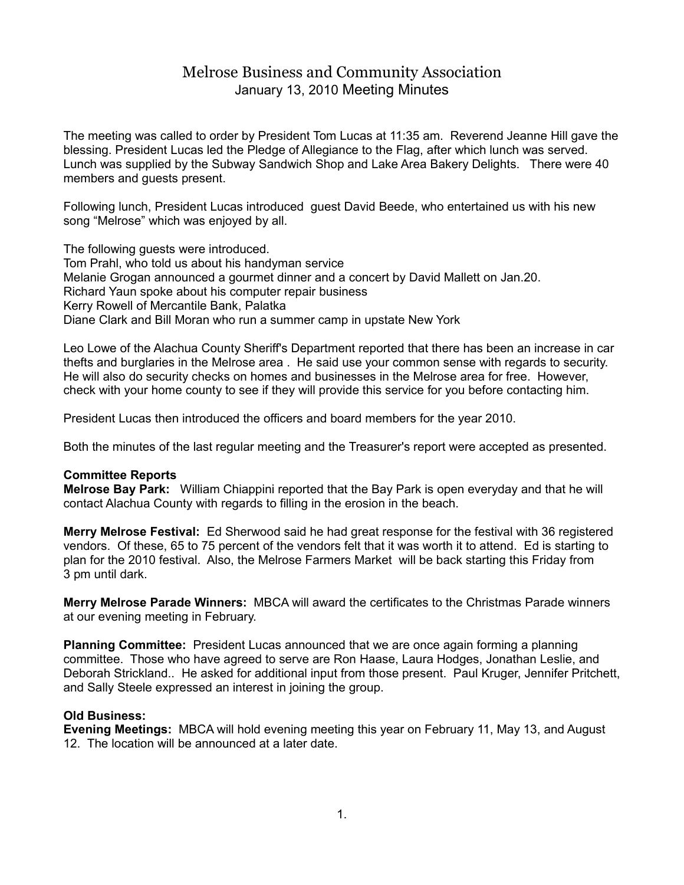# Melrose Business and Community Association

January 13, 2010 Meeting Minutes

The meeting was called to order by President Tom Lucas at 11:35 am. Reverend Jeanne Hill gave the blessing. President Lucas led the Pledge of Allegiance to the Flag, after which lunch was served. Lunch was supplied by the Subway Sandwich Shop and Lake Area Bakery Delights. There were 40 members and guests present.

Following lunch, President Lucas introduced guest David Beede, who entertained us with his new song "Melrose" which was enjoyed by all.

The following guests were introduced.
Tom Prahl, who told us about his handyman service
Melanie Grogan announced a gourmet dinner and a concert by David Mallett on Jan.20.
Richard Yaun spoke about his computer repair business
Kerry Rowell of Mercantile Bank, Palatka
Diane Clark and Bill Moran who run a summer camp in upstate New York

Leo Lowe of the Alachua County Sheriff's Department reported that there has been an increase in car thefts and burglaries in the Melrose area . He said use your common sense with regards to security. He will also do security checks on homes and businesses in the Melrose area for free. However, check with your home county to see if they will provide this service for you before contacting him.

President Lucas then introduced the officers and board members for the year 2010.

Both the minutes of the last regular meeting and the Treasurer's report were accepted as presented.

**Committee Reports**

**Melrose Bay Park:** William Chiappini reported that the Bay Park is open everyday and that he will contact Alachua County with regards to filling in the erosion in the beach.

**Merry Melrose Festival:** Ed Sherwood said he had great response for the festival with 36 registered vendors. Of these, 65 to 75 percent of the vendors felt that it was worth it to attend. Ed is starting to plan for the 2010 festival. Also, the Melrose Farmers Market will be back starting this Friday from 3 pm until dark.

**Merry Melrose Parade Winners:** MBCA will award the certificates to the Christmas Parade winners at our evening meeting in February.

**Planning Committee:** President Lucas announced that we are once again forming a planning committee. Those who have agreed to serve are Ron Haase, Laura Hodges, Jonathan Leslie, and Deborah Strickland.. He asked for additional input from those present. Paul Kruger, Jennifer Pritchett, and Sally Steele expressed an interest in joining the group.

**Old Business:**

**Evening Meetings:** MBCA will hold evening meeting this year on February 11, May 13, and August 12. The location will be announced at a later date.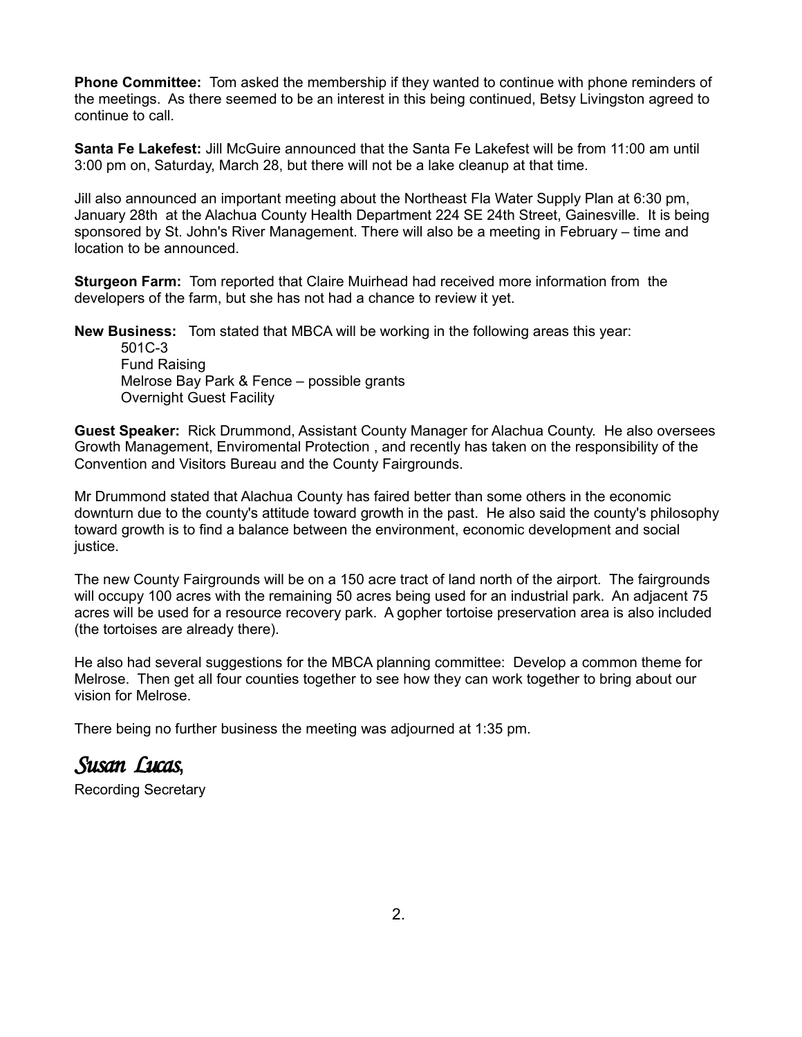**Phone Committee:** Tom asked the membership if they wanted to continue with phone reminders of the meetings. As there seemed to be an interest in this being continued, Betsy Livingston agreed to continue to call.

**Santa Fe Lakefest:** Jill McGuire announced that the Santa Fe Lakefest will be from 11:00 am until 3:00 pm on, Saturday, March 28, but there will not be a lake cleanup at that time.

Jill also announced an important meeting about the Northeast Fla Water Supply Plan at 6:30 pm, January 28th at the Alachua County Health Department 224 SE 24th Street, Gainesville. It is being sponsored by St. John's River Management. There will also be a meeting in February – time and location to be announced.

**Sturgeon Farm:** Tom reported that Claire Muirhead had received more information from the developers of the farm, but she has not had a chance to review it yet.

**New Business:** Tom stated that MBCA will be working in the following areas this year:

- 501C-3
- Fund Raising
- Melrose Bay Park & Fence – possible grants
- Overnight Guest Facility

**Guest Speaker:** Rick Drummond, Assistant County Manager for Alachua County. He also oversees Growth Management, Enviromental Protection , and recently has taken on the responsibility of the Convention and Visitors Bureau and the County Fairgrounds.

Mr Drummond stated that Alachua County has faired better than some others in the economic downturn due to the county's attitude toward growth in the past. He also said the county's philosophy toward growth is to find a balance between the environment, economic development and social justice.

The new County Fairgrounds will be on a 150 acre tract of land north of the airport. The fairgrounds will occupy 100 acres with the remaining 50 acres being used for an industrial park. An adjacent 75 acres will be used for a resource recovery park. A gopher tortoise preservation area is also included (the tortoises are already there).

He also had several suggestions for the MBCA planning committee: Develop a common theme for Melrose. Then get all four counties together to see how they can work together to bring about our vision for Melrose.

There being no further business the meeting was adjourned at 1:35 pm.

*Susan Lucas,*

Recording Secretary